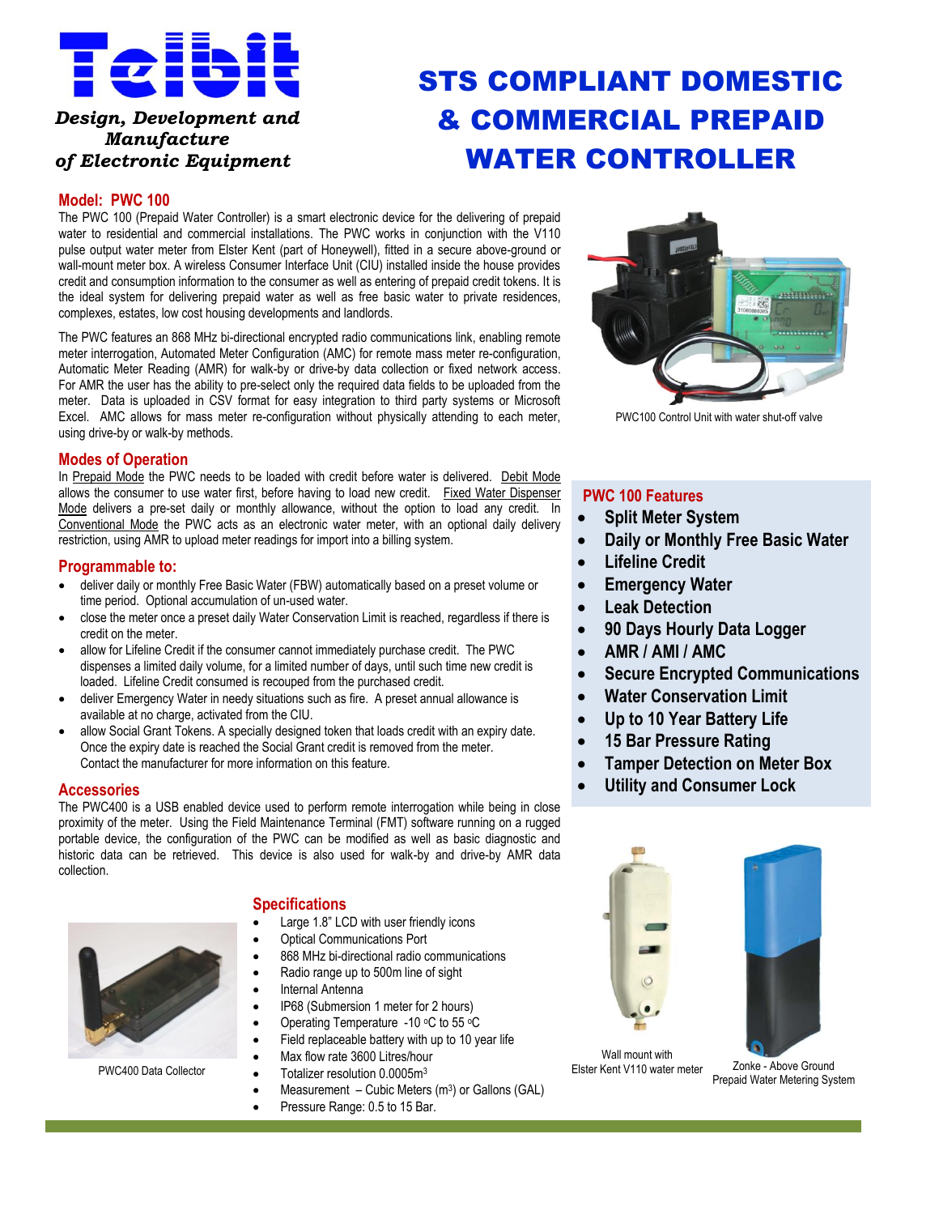# Telbit

*Design, Development and Manufacture of Electronic Equipment*

# STS COMPLIANT DOMESTIC & COMMERCIAL PREPAID WATER CONTROLLER

## Model: PWC 100

The PWC 100 (Prepaid Water Controller) is a smart electronic device for the delivering of prepaid water to residential and commercial installations. The PWC works in conjunction with the V110 pulse output water meter from Elster Kent (part of Honeywell), fitted in a secure above-ground or wall-mount meter box. A wireless Consumer Interface Unit (CIU) installed inside the house provides credit and consumption information to the consumer as well as entering of prepaid credit tokens. It is the ideal system for delivering prepaid water as well as free basic water to private residences, complexes, estates, low cost housing developments and landlords.

The PWC features an 868 MHz bi-directional encrypted radio communications link, enabling remote meter interrogation, Automated Meter Configuration (AMC) for remote mass meter re-configuration, Automatic Meter Reading (AMR) for walk-by or drive-by data collection or fixed network access. For AMR the user has the ability to pre-select only the required data fields to be uploaded from the meter. Data is uploaded in CSV format for easy integration to third party systems or Microsoft Excel. AMC allows for mass meter re-configuration without physically attending to each meter, using drive-by or walk-by methods.

PWC100 Control Unit with water shut-off valve

## Modes of Operation

In Prepaid Mode the PWC needs to be loaded with credit before water is delivered. Debit Mode allows the consumer to use water first, before having to load new credit. Fixed Water Dispenser Mode delivers a pre-set daily or monthly allowance, without the option to load any credit. In Conventional Mode the PWC acts as an electronic water meter, with an optional daily delivery restriction, using AMR to upload meter readings for import into a billing system.

## Programmable to:

- deliver daily or monthly Free Basic Water (FBW) automatically based on a preset volume or time period. Optional accumulation of un-used water.
- close the meter once a preset daily Water Conservation Limit is reached, regardless if there is credit on the meter.
- allow for Lifeline Credit if the consumer cannot immediately purchase credit. The PWC dispenses a limited daily volume, for a limited number of days, until such time new credit is loaded. Lifeline Credit consumed is recouped from the purchased credit.
- deliver Emergency Water in needy situations such as fire. A preset annual allowance is available at no charge, activated from the CIU.
- allow Social Grant Tokens. A specially designed token that loads credit with an expiry date. Once the expiry date is reached the Social Grant credit is removed from the meter. Contact the manufacturer for more information on this feature.

## PWC 100 Features

- **Split Meter System**
- **Daily or Monthly Free Basic Water**
- **Lifeline Credit**
- **Emergency Water**
- **Leak Detection**
- **90 Days Hourly Data Logger**
- **AMR / AMI / AMC**
- **Secure Encrypted Communications**
- **Water Conservation Limit**
- **Up to 10 Year Battery Life**
- **15 Bar Pressure Rating**
- **Tamper Detection on Meter Box**
- **Utility and Consumer Lock**

## Accessories

The PWC400 is a USB enabled device used to perform remote interrogation while being in close proximity of the meter. Using the Field Maintenance Terminal (FMT) software running on a rugged portable device, the configuration of the PWC can be modified as well as basic diagnostic and historic data can be retrieved. This device is also used for walk-by and drive-by AMR data collection.

PWC400 Data Collector

## Specifications

- Large 1.8" LCD with user friendly icons
- Optical Communications Port
- 868 MHz bi-directional radio communications
- Radio range up to 500m line of sight
- Internal Antenna
- IP68 (Submersion 1 meter for 2 hours)
- Operating Temperature -10 °C to 55 °C
- Field replaceable battery with up to 10 year life
- Max flow rate 3600 Litres/hour
- Totalizer resolution 0.0005m$^3$
- Measurement – Cubic Meters (m$^3$) or Gallons (GAL)
- Pressure Range: 0.5 to 15 Bar.

Wall mount with Elster Kent V110 water meter

Zonke - Above Ground Prepaid Water Metering System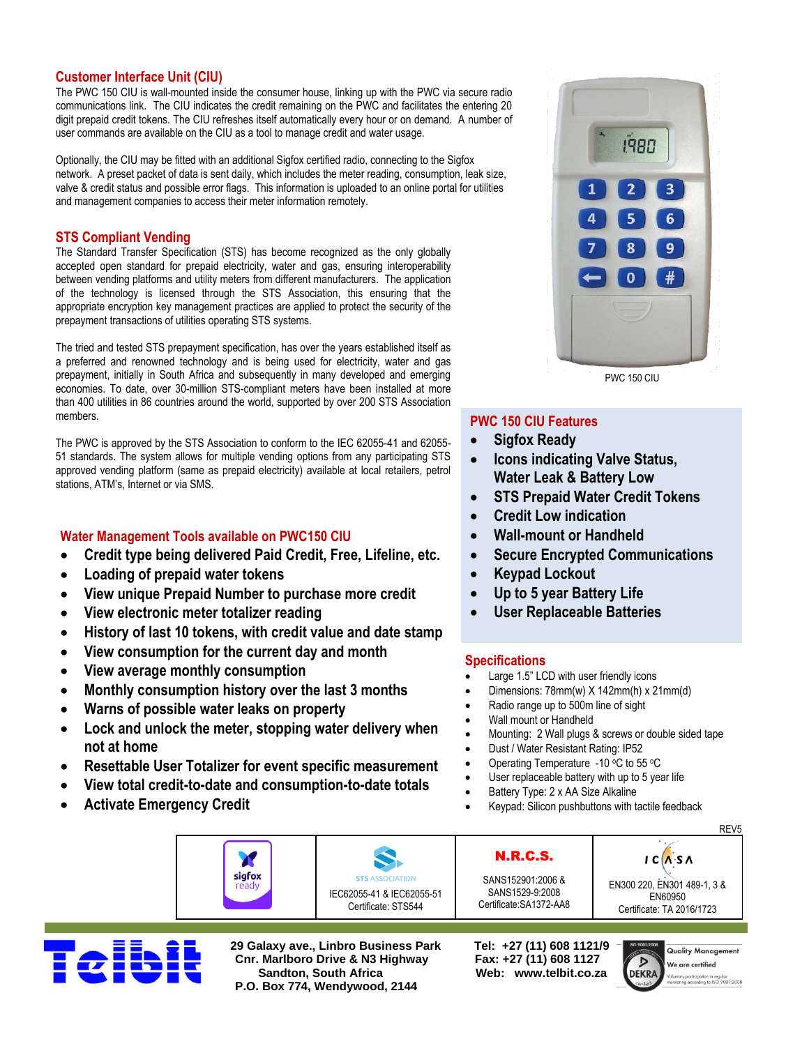## Customer Interface Unit (CIU)

The PWC 150 CIU is wall-mounted inside the consumer house, linking up with the PWC via secure radio communications link. The CIU indicates the credit remaining on the PWC and facilitates the entering 20 digit prepaid credit tokens. The CIU refreshes itself automatically every hour or on demand. A number of user commands are available on the CIU as a tool to manage credit and water usage.

Optionally, the CIU may be fitted with an additional Sigfox certified radio, connecting to the Sigfox network. A preset packet of data is sent daily, which includes the meter reading, consumption, leak size, valve & credit status and possible error flags. This information is uploaded to an online portal for utilities and management companies to access their meter information remotely.

## STS Compliant Vending

The Standard Transfer Specification (STS) has become recognized as the only globally accepted open standard for prepaid electricity, water and gas, ensuring interoperability between vending platforms and utility meters from different manufacturers. The application of the technology is licensed through the STS Association, this ensuring that the appropriate encryption key management practices are applied to protect the security of the prepayment transactions of utilities operating STS systems.

The tried and tested STS prepayment specification, has over the years established itself as a preferred and renowned technology and is being used for electricity, water and gas prepayment, initially in South Africa and subsequently in many developed and emerging economies. To date, over 30-million STS-compliant meters have been installed at more than 400 utilities in 86 countries around the world, supported by over 200 STS Association members.

The PWC is approved by the STS Association to conform to the IEC 62055-41 and 62055-51 standards. The system allows for multiple vending options from any participating STS approved vending platform (same as prepaid electricity) available at local retailers, petrol stations, ATM's, Internet or via SMS.

PWC 150 CIU

## PWC 150 CIU Features

- **Sigfox Ready**
- **Icons indicating Valve Status, Water Leak & Battery Low**
- **STS Prepaid Water Credit Tokens**
- **Credit Low indication**
- **Wall-mount or Handheld**
- **Secure Encrypted Communications**
- **Keypad Lockout**
- **Up to 5 year Battery Life**
- **User Replaceable Batteries**

## Water Management Tools available on PWC150 CIU

- **Credit type being delivered Paid Credit, Free, Lifeline, etc.**
- **Loading of prepaid water tokens**
- **View unique Prepaid Number to purchase more credit**
- **View electronic meter totalizer reading**
- **History of last 10 tokens, with credit value and date stamp**
- **View consumption for the current day and month**
- **View average monthly consumption**
- **Monthly consumption history over the last 3 months**
- **Warns of possible water leaks on property**
- **Lock and unlock the meter, stopping water delivery when not at home**
- **Resettable User Totalizer for event specific measurement**
- **View total credit-to-date and consumption-to-date totals**
- **Activate Emergency Credit**

## Specifications

- Large 1.5" LCD with user friendly icons
- Dimensions: 78mm(w) X 142mm(h) x 21mm(d)
- Radio range up to 500m line of sight
- Wall mount or Handheld
- Mounting: 2 Wall plugs & screws or double sided tape
- Dust / Water Resistant Rating: IP52
- Operating Temperature -10 °C to 55 °C
- User replaceable battery with up to 5 year life
- Battery Type: 2 x AA Size Alkaline
- Keypad: Silicon pushbuttons with tactile feedback

REV5

| | | | |
|---|---|---|---|
| sigfox ready | STS ASSOCIATION<br>IEC62055-41 & IEC62055-51<br>Certificate: STS544 | N.R.C.S.<br>SANS152901:2006 & SANS1529-9:2008<br>Certificate:SA1372-AA8 | ICASA<br>EN300 220, EN301 489-1, 3 & EN60950<br>Certificate: TA 2016/1723 |

Telbit

**29 Galaxy ave., Linbro Business Park**
**Cnr. Marlboro Drive & N3 Highway**
**Sandton, South Africa**
**P.O. Box 774, Wendywood, 2144**

**Tel: +27 (11) 608 1121/9**
**Fax: +27 (11) 608 1127**
**Web: www.telbit.co.za**

ISO 9001:2008 DEKRA Certified — Quality Management — We are certified — Voluntary participation in regular monitoring according to ISO 9001:2008